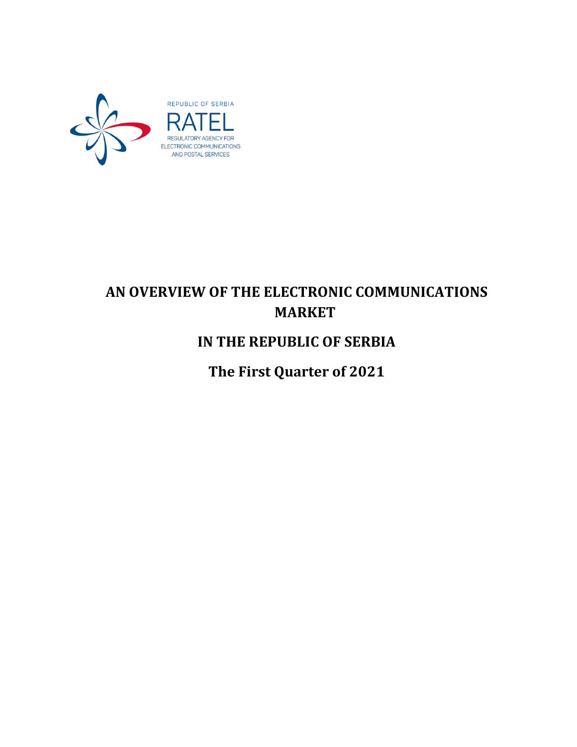REPUBLIC OF SERBIA

RATEL

REGULATORY AGENCY FOR ELECTRONIC COMMUNICATIONS AND POSTAL SERVICES

# AN OVERVIEW OF THE ELECTRONIC COMMUNICATIONS MARKET

# IN THE REPUBLIC OF SERBIA

# The First Quarter of 2021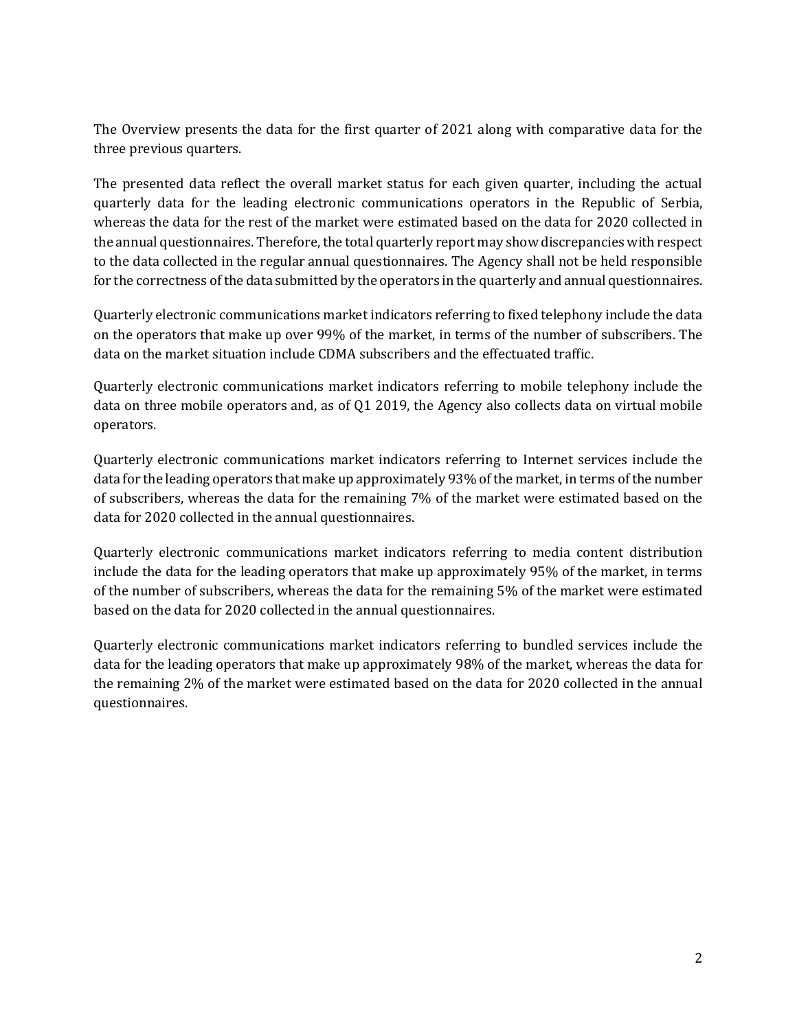The Overview presents the data for the first quarter of 2021 along with comparative data for the three previous quarters.

The presented data reflect the overall market status for each given quarter, including the actual quarterly data for the leading electronic communications operators in the Republic of Serbia, whereas the data for the rest of the market were estimated based on the data for 2020 collected in the annual questionnaires. Therefore, the total quarterly report may show discrepancies with respect to the data collected in the regular annual questionnaires. The Agency shall not be held responsible for the correctness of the data submitted by the operators in the quarterly and annual questionnaires.

Quarterly electronic communications market indicators referring to fixed telephony include the data on the operators that make up over 99% of the market, in terms of the number of subscribers. The data on the market situation include CDMA subscribers and the effectuated traffic.

Quarterly electronic communications market indicators referring to mobile telephony include the data on three mobile operators and, as of Q1 2019, the Agency also collects data on virtual mobile operators.

Quarterly electronic communications market indicators referring to Internet services include the data for the leading operators that make up approximately 93% of the market, in terms of the number of subscribers, whereas the data for the remaining 7% of the market were estimated based on the data for 2020 collected in the annual questionnaires.

Quarterly electronic communications market indicators referring to media content distribution include the data for the leading operators that make up approximately 95% of the market, in terms of the number of subscribers, whereas the data for the remaining 5% of the market were estimated based on the data for 2020 collected in the annual questionnaires.

Quarterly electronic communications market indicators referring to bundled services include the data for the leading operators that make up approximately 98% of the market, whereas the data for the remaining 2% of the market were estimated based on the data for 2020 collected in the annual questionnaires.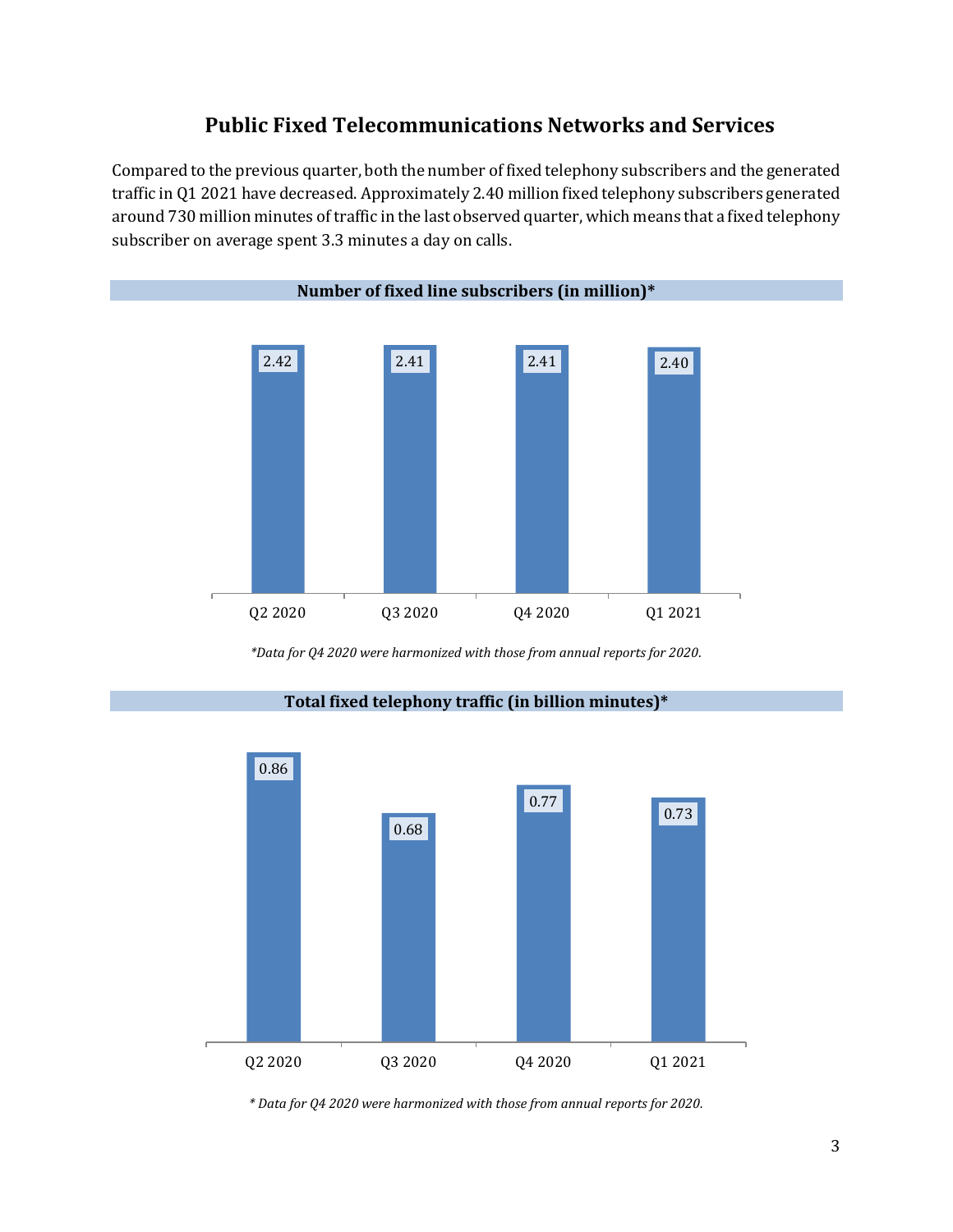# Public Fixed Telecommunications Networks and Services

Compared to the previous quarter, both the number of fixed telephony subscribers and the generated traffic in Q1 2021 have decreased. Approximately 2.40 million fixed telephony subscribers generated around 730 million minutes of traffic in the last observed quarter, which means that a fixed telephony subscriber on average spent 3.3 minutes a day on calls.

**Number of fixed line subscribers (in million)***

| Q2 2020 | Q3 2020 | Q4 2020 | Q1 2021 |
|---|---|---|---|
| 2.42 | 2.41 | 2.41 | 2.40 |

*\*Data for Q4 2020 were harmonized with those from annual reports for 2020.*

**Total fixed telephony traffic (in billion minutes)***

| Q2 2020 | Q3 2020 | Q4 2020 | Q1 2021 |
|---|---|---|---|
| 0.86 | 0.68 | 0.77 | 0.73 |

*\* Data for Q4 2020 were harmonized with those from annual reports for 2020.*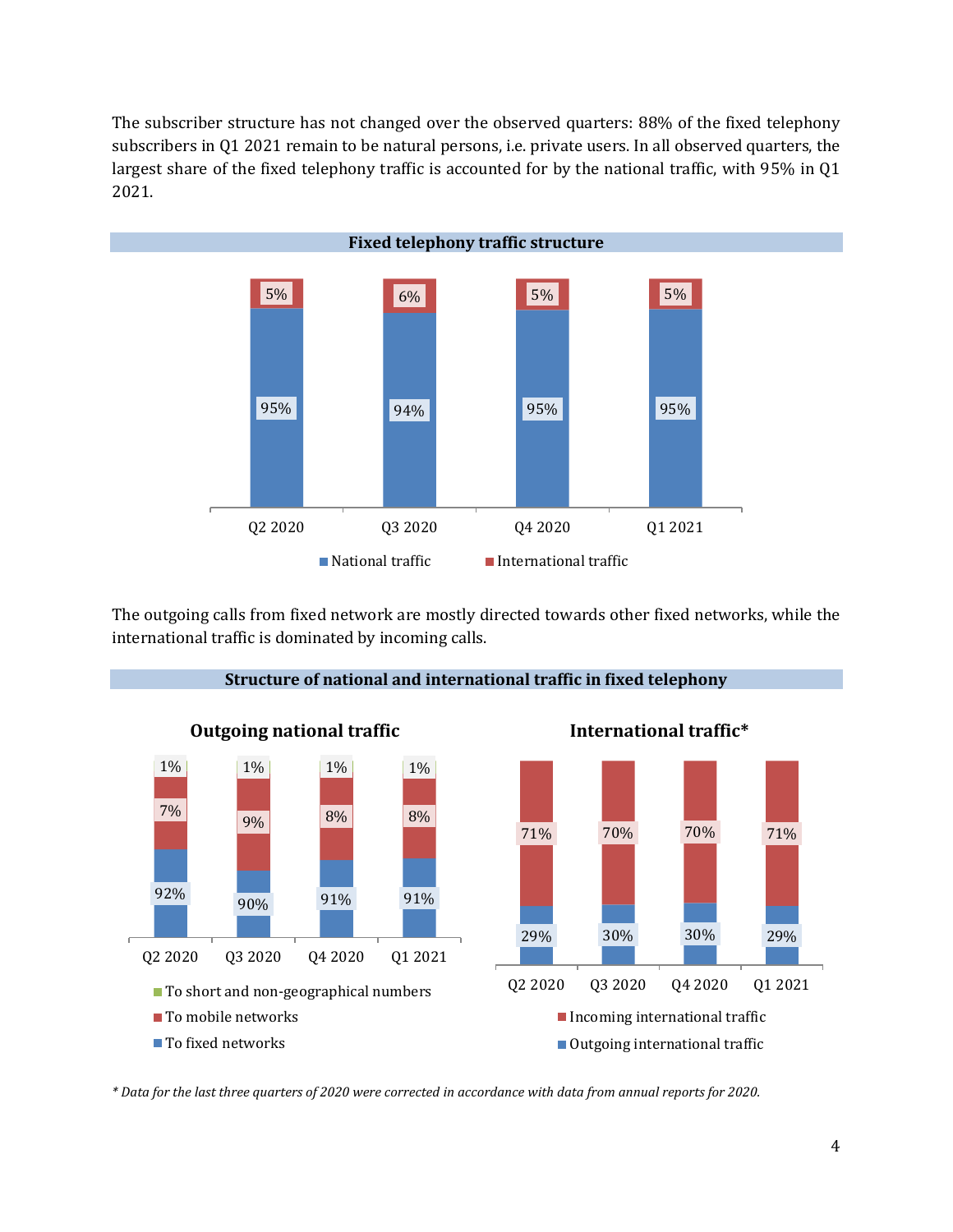The subscriber structure has not changed over the observed quarters: 88% of the fixed telephony subscribers in Q1 2021 remain to be natural persons, i.e. private users. In all observed quarters, the largest share of the fixed telephony traffic is accounted for by the national traffic, with 95% in Q1 2021.

**Fixed telephony traffic structure**

| | Q2 2020 | Q3 2020 | Q4 2020 | Q1 2021 |
|---|---|---|---|---|
| National traffic | 95% | 94% | 95% | 95% |
| International traffic | 5% | 6% | 5% | 5% |

The outgoing calls from fixed network are mostly directed towards other fixed networks, while the international traffic is dominated by incoming calls.

**Structure of national and international traffic in fixed telephony**

**Outgoing national traffic**

| | Q2 2020 | Q3 2020 | Q4 2020 | Q1 2021 |
|---|---|---|---|---|
| To short and non-geographical numbers | 1% | 1% | 1% | 1% |
| To mobile networks | 7% | 9% | 8% | 8% |
| To fixed networks | 92% | 90% | 91% | 91% |

**International traffic***

| | Q2 2020 | Q3 2020 | Q4 2020 | Q1 2021 |
|---|---|---|---|---|
| Incoming international traffic | 71% | 70% | 70% | 71% |
| Outgoing international traffic | 29% | 30% | 30% | 29% |

*\* Data for the last three quarters of 2020 were corrected in accordance with data from annual reports for 2020.*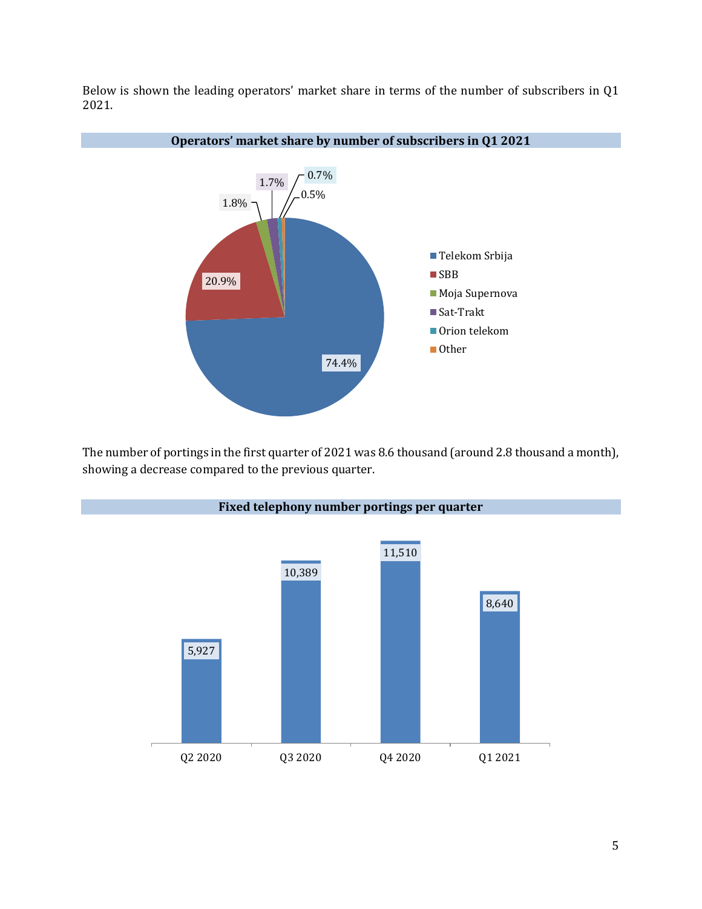Below is shown the leading operators' market share in terms of the number of subscribers in Q1 2021.

**Operators' market share by number of subscribers in Q1 2021**

| Operator | Share |
|---|---|
| Telekom Srbija | 74.4% |
| SBB | 20.9% |
| Moja Supernova | 1.8% |
| Sat-Trakt | 1.7% |
| Orion telekom | 0.7% |
| Other | 0.5% |

The number of portings in the first quarter of 2021 was 8.6 thousand (around 2.8 thousand a month), showing a decrease compared to the previous quarter.

**Fixed telephony number portings per quarter**

| Quarter | Portings |
|---|---|
| Q2 2020 | 5,927 |
| Q3 2020 | 10,389 |
| Q4 2020 | 11,510 |
| Q1 2021 | 8,640 |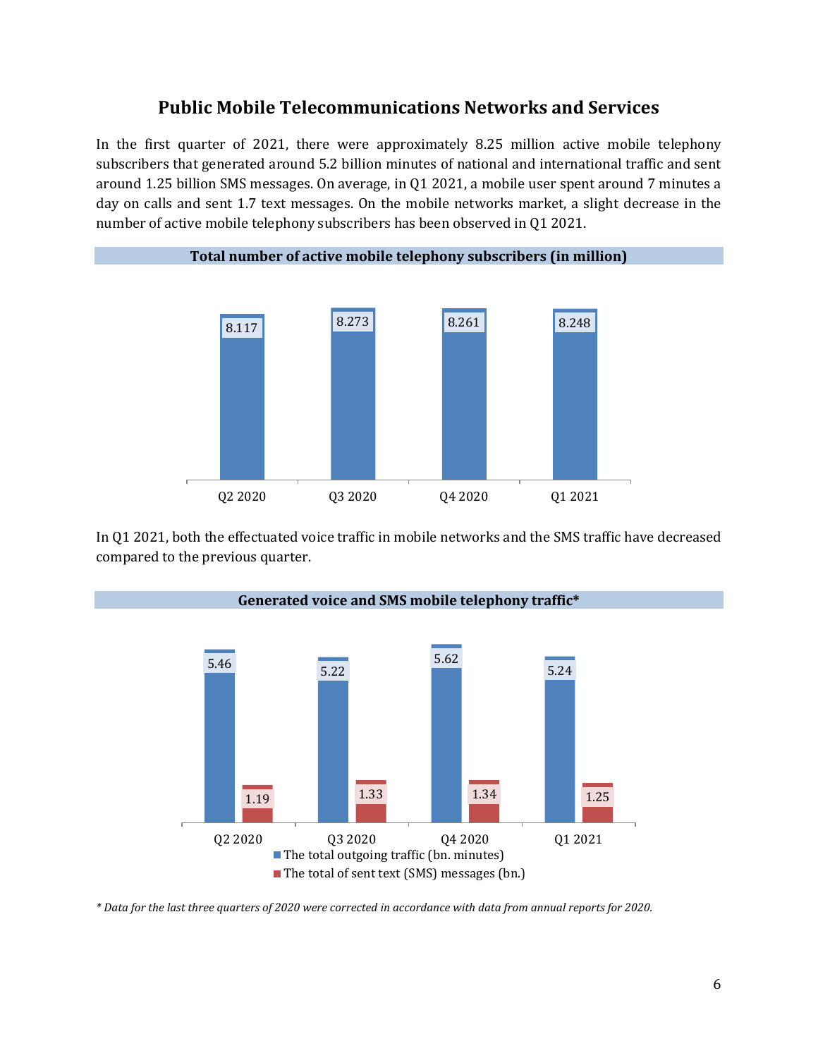## Public Mobile Telecommunications Networks and Services

In the first quarter of 2021, there were approximately 8.25 million active mobile telephony subscribers that generated around 5.2 billion minutes of national and international traffic and sent around 1.25 billion SMS messages. On average, in Q1 2021, a mobile user spent around 7 minutes a day on calls and sent 1.7 text messages. On the mobile networks market, a slight decrease in the number of active mobile telephony subscribers has been observed in Q1 2021.

**Total number of active mobile telephony subscribers (in million)**

| | Q2 2020 | Q3 2020 | Q4 2020 | Q1 2021 |
|---|---|---|---|---|
| Active mobile telephony subscribers (million) | 8.117 | 8.273 | 8.261 | 8.248 |

In Q1 2021, both the effectuated voice traffic in mobile networks and the SMS traffic have decreased compared to the previous quarter.

**Generated voice and SMS mobile telephony traffic***

| | Q2 2020 | Q3 2020 | Q4 2020 | Q1 2021 |
|---|---|---|---|---|
| The total outgoing traffic (bn. minutes) | 5.46 | 5.22 | 5.62 | 5.24 |
| The total of sent text (SMS) messages (bn.) | 1.19 | 1.33 | 1.34 | 1.25 |

*\* Data for the last three quarters of 2020 were corrected in accordance with data from annual reports for 2020.*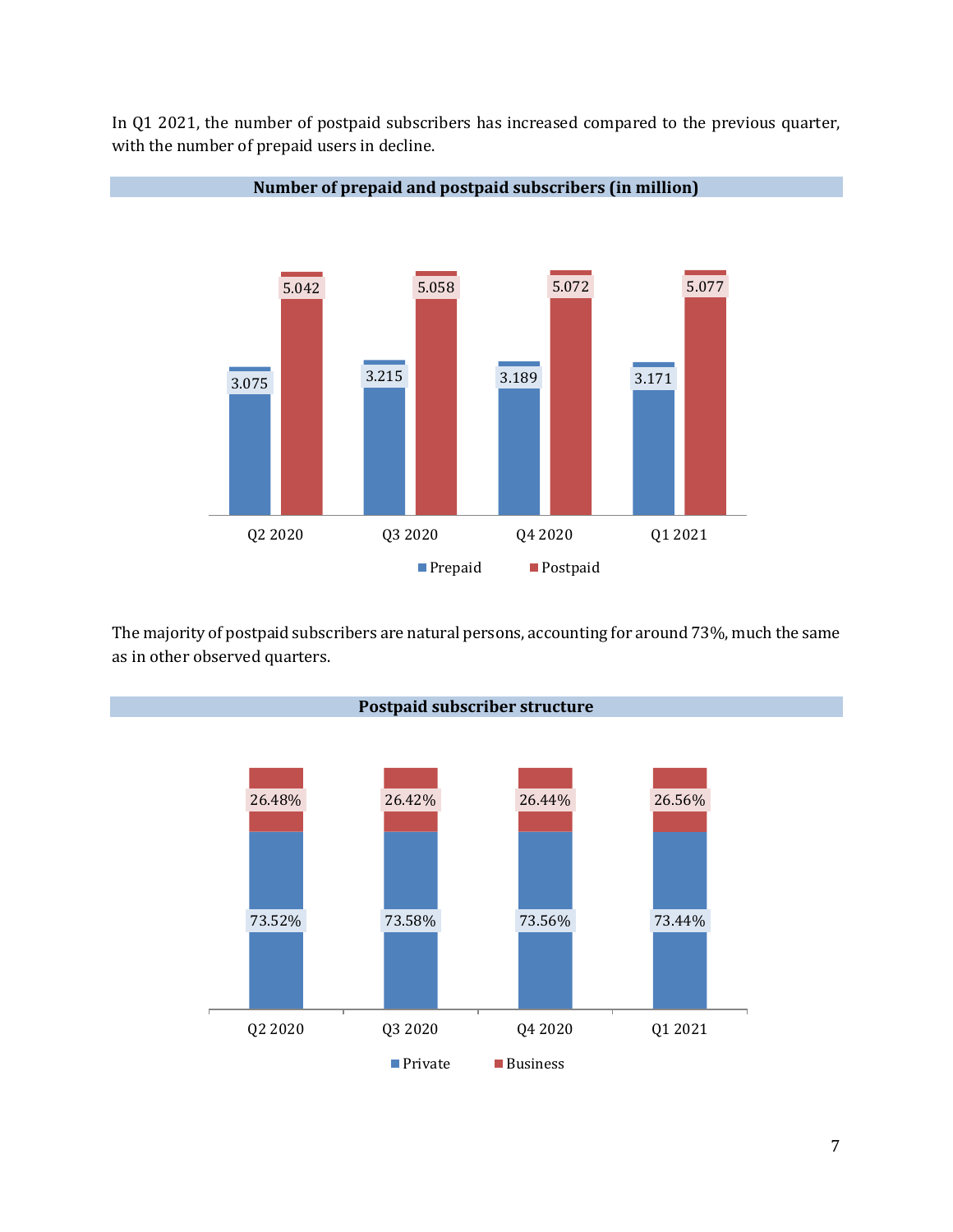In Q1 2021, the number of postpaid subscribers has increased compared to the previous quarter, with the number of prepaid users in decline.

**Number of prepaid and postpaid subscribers (in million)**

| | Q2 2020 | Q3 2020 | Q4 2020 | Q1 2021 |
|---|---|---|---|---|
| Prepaid | 3.075 | 3.215 | 3.189 | 3.171 |
| Postpaid | 5.042 | 5.058 | 5.072 | 5.077 |

The majority of postpaid subscribers are natural persons, accounting for around 73%, much the same as in other observed quarters.

**Postpaid subscriber structure**

| | Q2 2020 | Q3 2020 | Q4 2020 | Q1 2021 |
|---|---|---|---|---|
| Private | 73.52% | 73.58% | 73.56% | 73.44% |
| Business | 26.48% | 26.42% | 26.44% | 26.56% |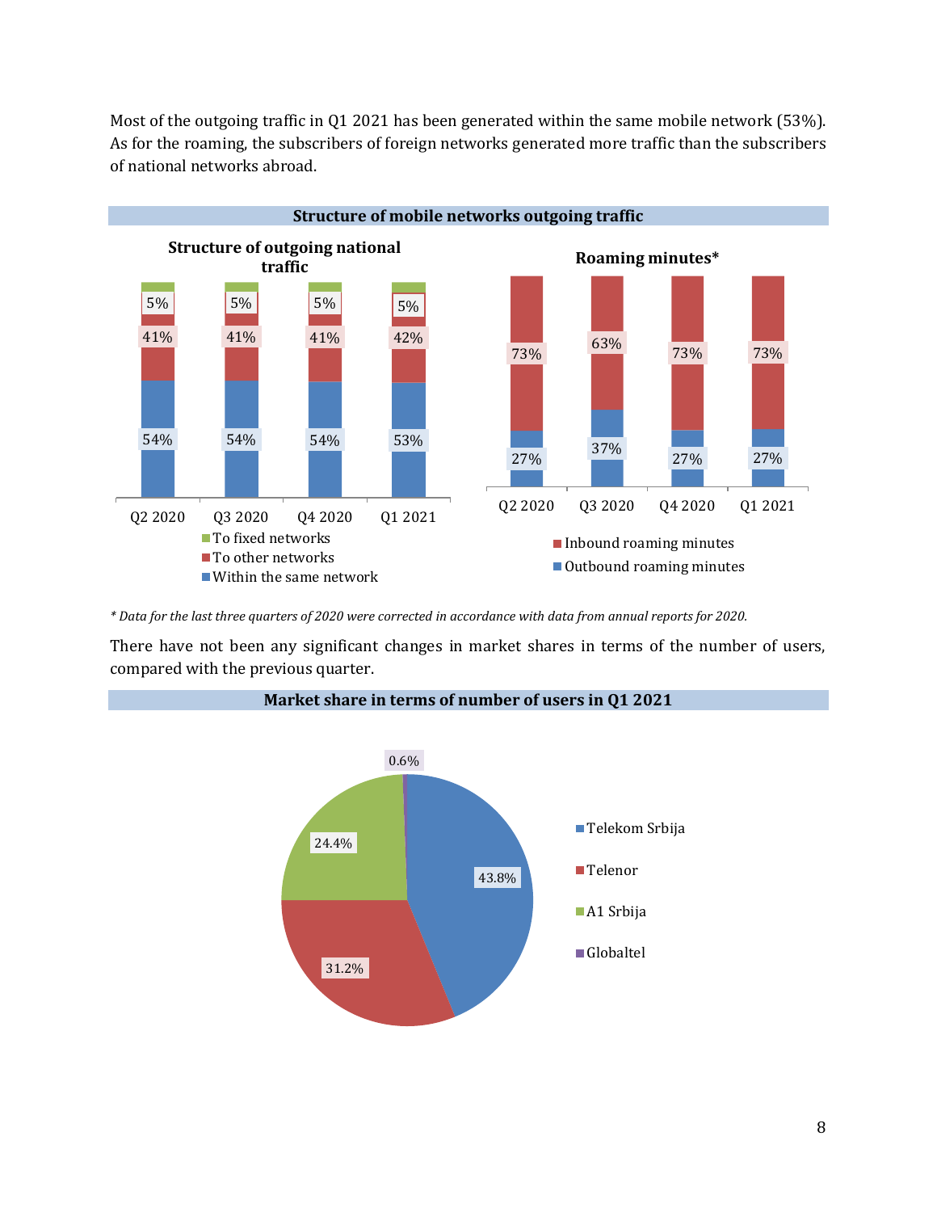Most of the outgoing traffic in Q1 2021 has been generated within the same mobile network (53%). As for the roaming, the subscribers of foreign networks generated more traffic than the subscribers of national networks abroad.

**Structure of mobile networks outgoing traffic**

**Structure of outgoing national traffic**

| | Q2 2020 | Q3 2020 | Q4 2020 | Q1 2021 |
|---|---|---|---|---|
| To fixed networks | 5% | 5% | 5% | 5% |
| To other networks | 41% | 41% | 41% | 42% |
| Within the same network | 54% | 54% | 54% | 53% |

**Roaming minutes***

| | Q2 2020 | Q3 2020 | Q4 2020 | Q1 2021 |
|---|---|---|---|---|
| Inbound roaming minutes | 73% | 63% | 73% | 73% |
| Outbound roaming minutes | 27% | 37% | 27% | 27% |

*\* Data for the last three quarters of 2020 were corrected in accordance with data from annual reports for 2020.*

There have not been any significant changes in market shares in terms of the number of users, compared with the previous quarter.

**Market share in terms of number of users in Q1 2021**

| Operator | Share |
|---|---|
| Telekom Srbija | 43.8% |
| Telenor | 31.2% |
| A1 Srbija | 24.4% |
| Globaltel | 0.6% |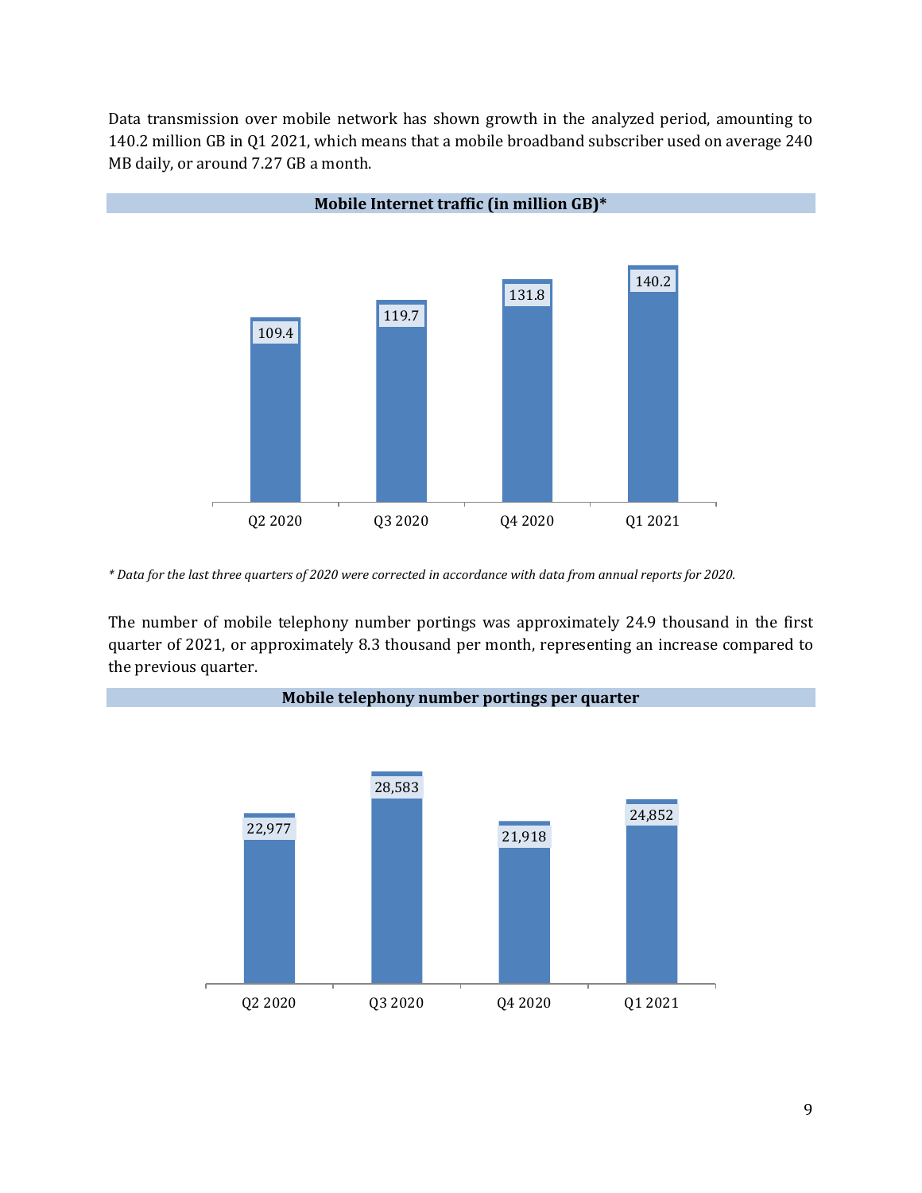Data transmission over mobile network has shown growth in the analyzed period, amounting to 140.2 million GB in Q1 2021, which means that a mobile broadband subscriber used on average 240 MB daily, or around 7.27 GB a month.

**Mobile Internet traffic (in million GB)***

| Q2 2020 | Q3 2020 | Q4 2020 | Q1 2021 |
|---|---|---|---|
| 109.4 | 119.7 | 131.8 | 140.2 |

*\* Data for the last three quarters of 2020 were corrected in accordance with data from annual reports for 2020.*

The number of mobile telephony number portings was approximately 24.9 thousand in the first quarter of 2021, or approximately 8.3 thousand per month, representing an increase compared to the previous quarter.

**Mobile telephony number portings per quarter**

| Q2 2020 | Q3 2020 | Q4 2020 | Q1 2021 |
|---|---|---|---|
| 22,977 | 28,583 | 21,918 | 24,852 |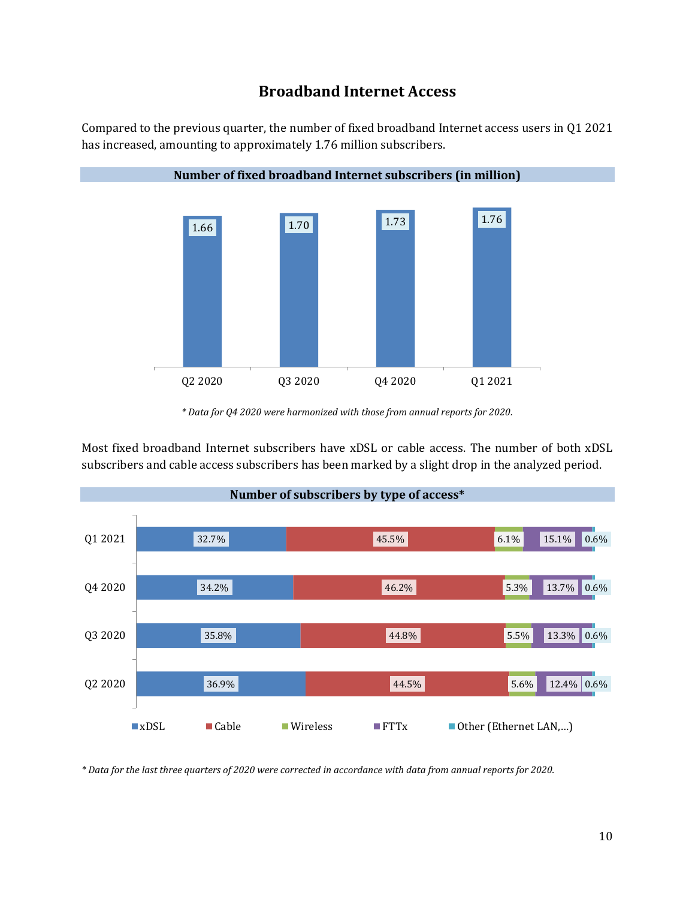## Broadband Internet Access

Compared to the previous quarter, the number of fixed broadband Internet access users in Q1 2021 has increased, amounting to approximately 1.76 million subscribers.

**Number of fixed broadband Internet subscribers (in million)**

| Q2 2020 | Q3 2020 | Q4 2020 | Q1 2021 |
| --- | --- | --- | --- |
| 1.66 | 1.70 | 1.73 | 1.76 |

*\* Data for Q4 2020 were harmonized with those from annual reports for 2020.*

Most fixed broadband Internet subscribers have xDSL or cable access. The number of both xDSL subscribers and cable access subscribers has been marked by a slight drop in the analyzed period.

**Number of subscribers by type of access\***

| | xDSL | Cable | Wireless | FTTx | Other (Ethernet LAN,...) |
| --- | --- | --- | --- | --- | --- |
| Q1 2021 | 32.7% | 45.5% | 6.1% | 15.1% | 0.6% |
| Q4 2020 | 34.2% | 46.2% | 5.3% | 13.7% | 0.6% |
| Q3 2020 | 35.8% | 44.8% | 5.5% | 13.3% | 0.6% |
| Q2 2020 | 36.9% | 44.5% | 5.6% | 12.4% | 0.6% |

*\* Data for the last three quarters of 2020 were corrected in accordance with data from annual reports for 2020.*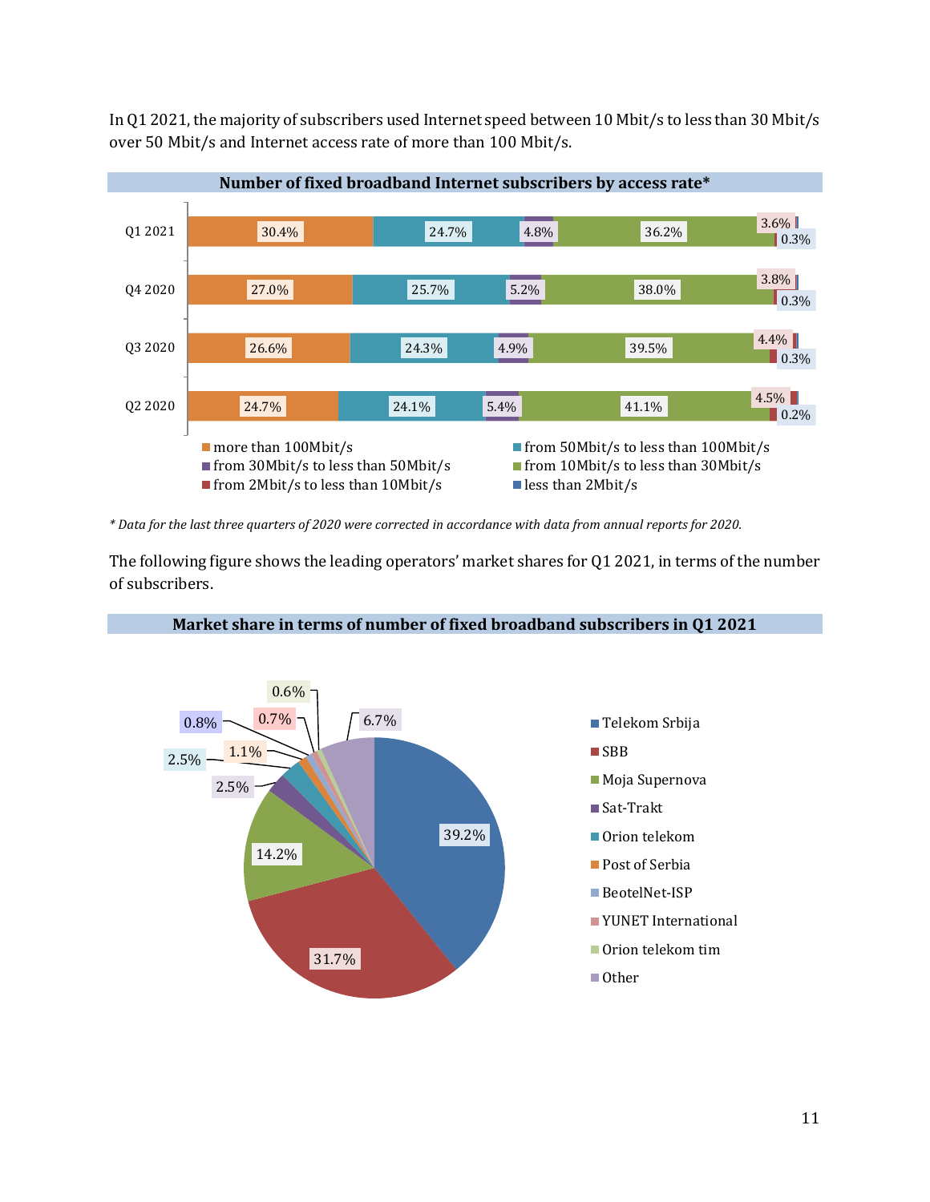In Q1 2021, the majority of subscribers used Internet speed between 10 Mbit/s to less than 30 Mbit/s over 50 Mbit/s and Internet access rate of more than 100 Mbit/s.

**Number of fixed broadband Internet subscribers by access rate***

| | more than 100Mbit/s | from 50Mbit/s to less than 100Mbit/s | from 30Mbit/s to less than 50Mbit/s | from 10Mbit/s to less than 30Mbit/s | from 2Mbit/s to less than 10Mbit/s | less than 2Mbit/s |
|---|---|---|---|---|---|---|
| Q1 2021 | 30.4% | 24.7% | 4.8% | 36.2% | 3.6% | 0.3% |
| Q4 2020 | 27.0% | 25.7% | 5.2% | 38.0% | 3.8% | 0.3% |
| Q3 2020 | 26.6% | 24.3% | 4.9% | 39.5% | 4.4% | 0.3% |
| Q2 2020 | 24.7% | 24.1% | 5.4% | 41.1% | 4.5% | 0.2% |

*\* Data for the last three quarters of 2020 were corrected in accordance with data from annual reports for 2020.*

The following figure shows the leading operators' market shares for Q1 2021, in terms of the number of subscribers.

**Market share in terms of number of fixed broadband subscribers in Q1 2021**

| Operator | Market share |
|---|---|
| Telekom Srbija | 39.2% |
| SBB | 31.7% |
| Moja Supernova | 14.2% |
| Sat-Trakt | 2.5% |
| Orion telekom | 2.5% |
| Post of Serbia | 1.1% |
| BeotelNet-ISP | 0.8% |
| YUNET International | 0.7% |
| Orion telekom tim | 0.6% |
| Other | 6.7% |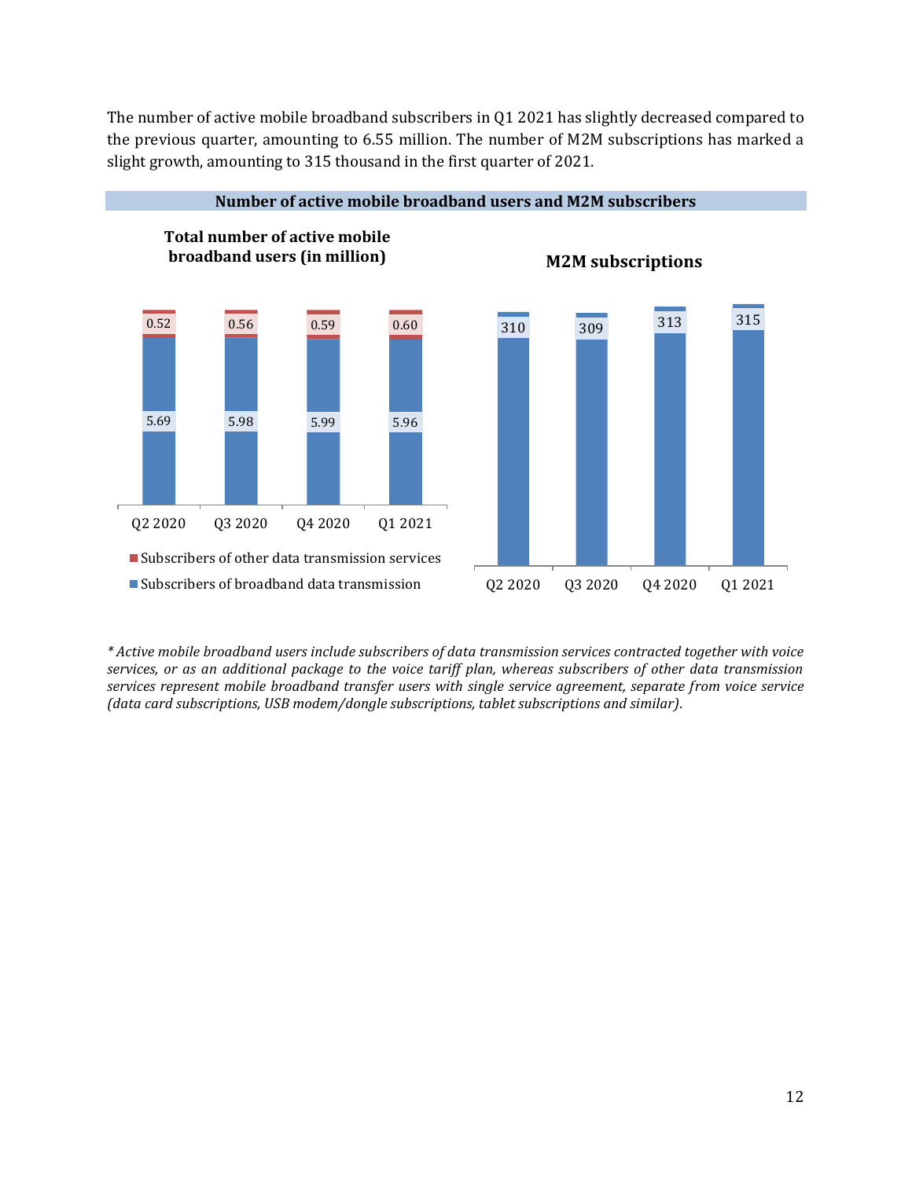The number of active mobile broadband subscribers in Q1 2021 has slightly decreased compared to the previous quarter, amounting to 6.55 million. The number of M2M subscriptions has marked a slight growth, amounting to 315 thousand in the first quarter of 2021.

**Number of active mobile broadband users and M2M subscribers**

**Total number of active mobile broadband users (in million)**

| | Q2 2020 | Q3 2020 | Q4 2020 | Q1 2021 |
|---|---|---|---|---|
| Subscribers of other data transmission services | 0.52 | 0.56 | 0.59 | 0.60 |
| Subscribers of broadband data transmission | 5.69 | 5.98 | 5.99 | 5.96 |

**M2M subscriptions**

| Q2 2020 | Q3 2020 | Q4 2020 | Q1 2021 |
|---|---|---|---|
| 310 | 309 | 313 | 315 |

*\* Active mobile broadband users include subscribers of data transmission services contracted together with voice services, or as an additional package to the voice tariff plan, whereas subscribers of other data transmission services represent mobile broadband transfer users with single service agreement, separate from voice service (data card subscriptions, USB modem/dongle subscriptions, tablet subscriptions and similar).*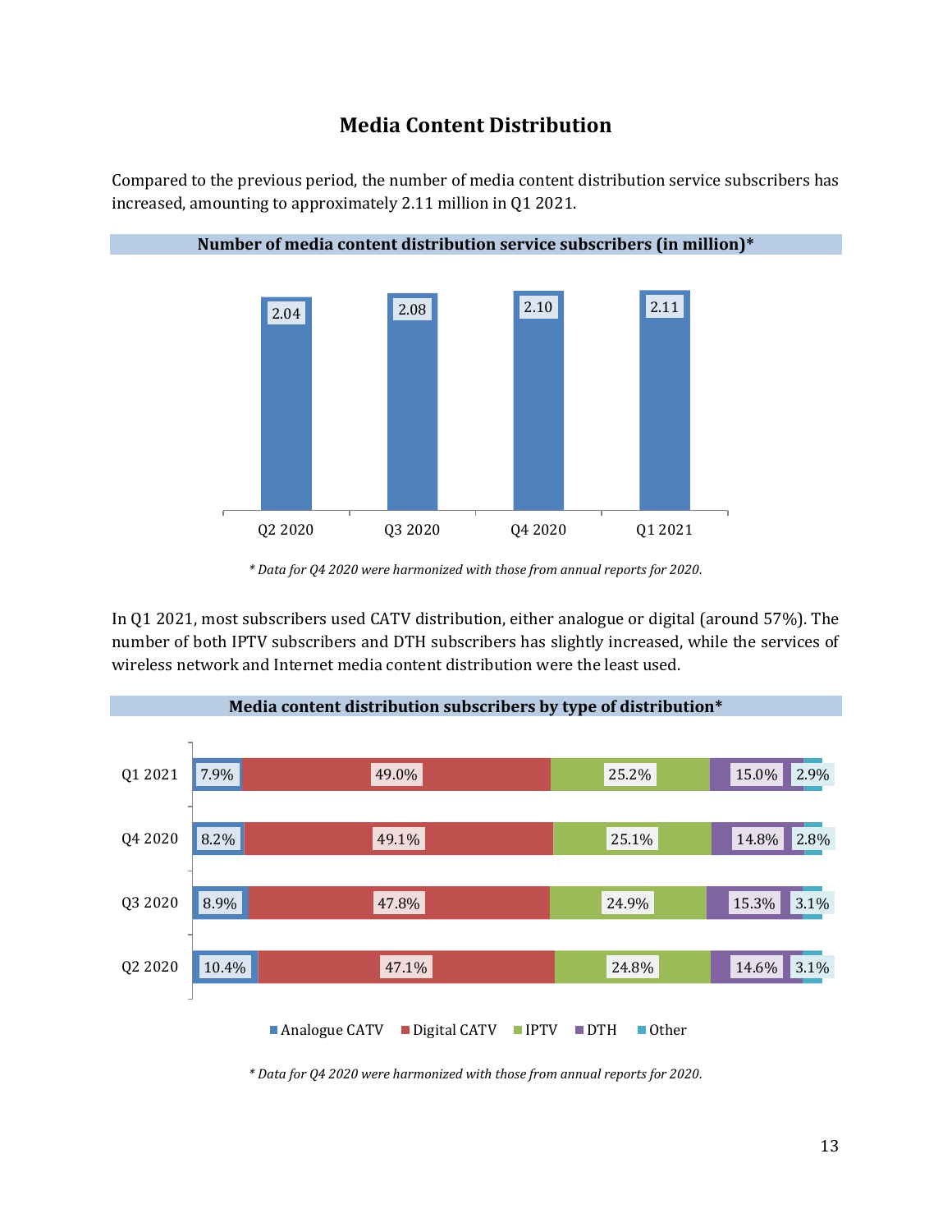## Media Content Distribution

Compared to the previous period, the number of media content distribution service subscribers has increased, amounting to approximately 2.11 million in Q1 2021.

**Number of media content distribution service subscribers (in million)***

| Q2 2020 | Q3 2020 | Q4 2020 | Q1 2021 |
|---|---|---|---|
| 2.04 | 2.08 | 2.10 | 2.11 |

*\* Data for Q4 2020 were harmonized with those from annual reports for 2020.*

In Q1 2021, most subscribers used CATV distribution, either analogue or digital (around 57%). The number of both IPTV subscribers and DTH subscribers has slightly increased, while the services of wireless network and Internet media content distribution were the least used.

**Media content distribution subscribers by type of distribution***

| | Analogue CATV | Digital CATV | IPTV | DTH | Other |
|---|---|---|---|---|---|
| Q1 2021 | 7.9% | 49.0% | 25.2% | 15.0% | 2.9% |
| Q4 2020 | 8.2% | 49.1% | 25.1% | 14.8% | 2.8% |
| Q3 2020 | 8.9% | 47.8% | 24.9% | 15.3% | 3.1% |
| Q2 2020 | 10.4% | 47.1% | 24.8% | 14.6% | 3.1% |

*\* Data for Q4 2020 were harmonized with those from annual reports for 2020.*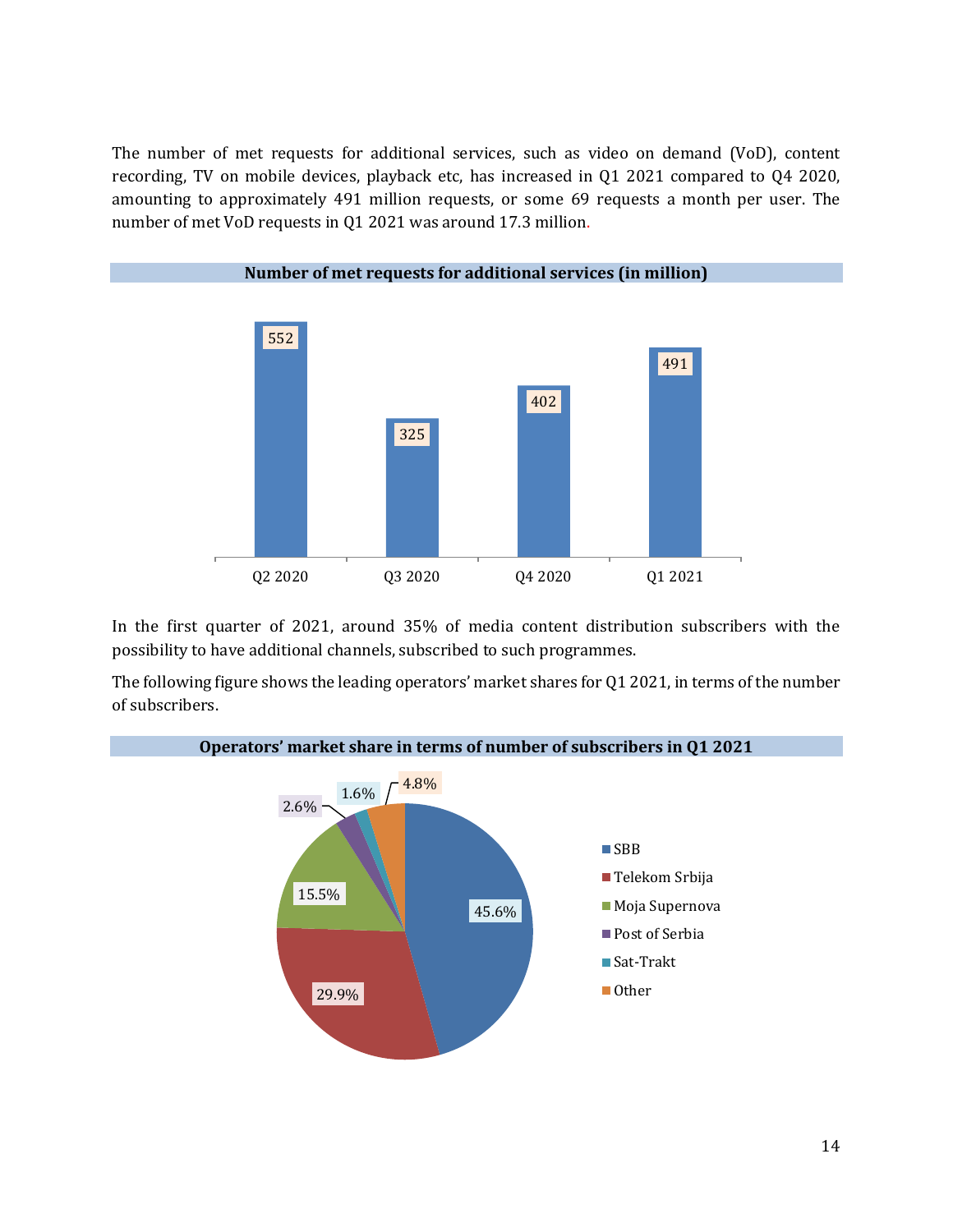The number of met requests for additional services, such as video on demand (VoD), content recording, TV on mobile devices, playback etc, has increased in Q1 2021 compared to Q4 2020, amounting to approximately 491 million requests, or some 69 requests a month per user. The number of met VoD requests in Q1 2021 was around 17.3 million.

**Number of met requests for additional services (in million)**

| Q2 2020 | Q3 2020 | Q4 2020 | Q1 2021 |
|---|---|---|---|
| 552 | 325 | 402 | 491 |

In the first quarter of 2021, around 35% of media content distribution subscribers with the possibility to have additional channels, subscribed to such programmes.

The following figure shows the leading operators' market shares for Q1 2021, in terms of the number of subscribers.

**Operators' market share in terms of number of subscribers in Q1 2021**

| Operator | Share |
|---|---|
| SBB | 45.6% |
| Telekom Srbija | 29.9% |
| Moja Supernova | 15.5% |
| Post of Serbia | 2.6% |
| Sat-Trakt | 1.6% |
| Other | 4.8% |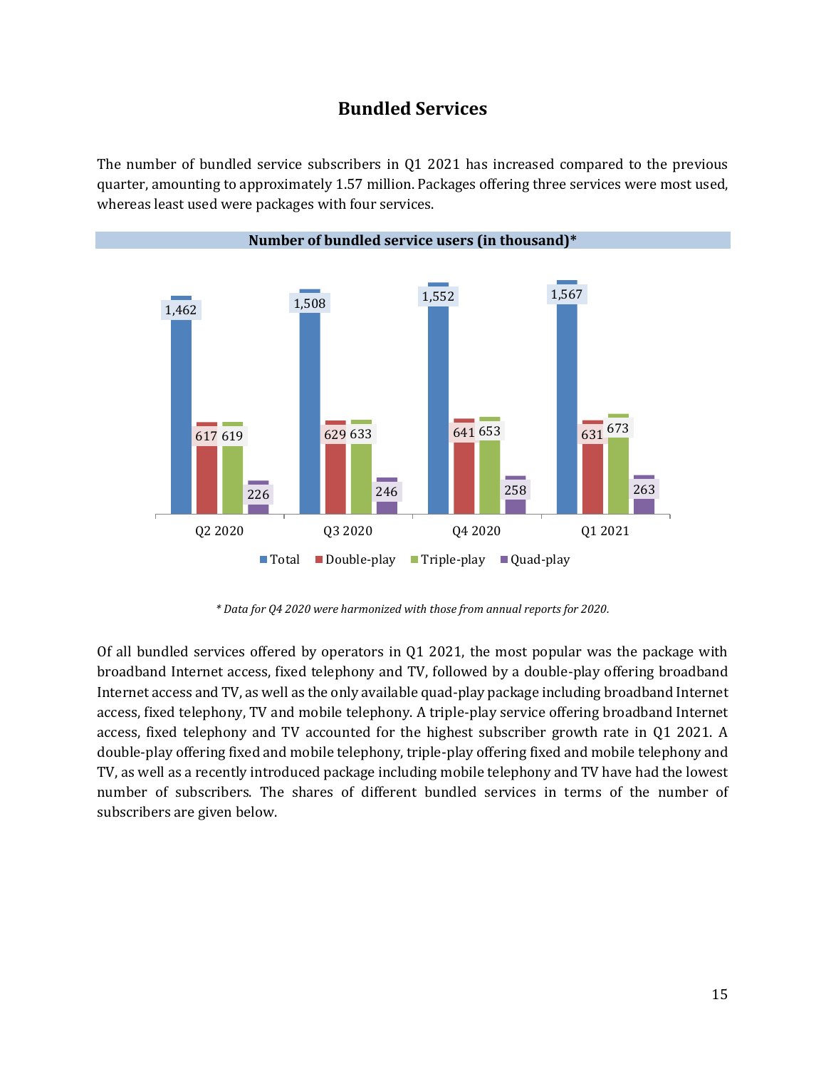## Bundled Services

The number of bundled service subscribers in Q1 2021 has increased compared to the previous quarter, amounting to approximately 1.57 million. Packages offering three services were most used, whereas least used were packages with four services.

**Number of bundled service users (in thousand)***

| | Q2 2020 | Q3 2020 | Q4 2020 | Q1 2021 |
|---|---|---|---|---|
| Total | 1,462 | 1,508 | 1,552 | 1,567 |
| Double-play | 617 | 629 | 641 | 631 |
| Triple-play | 619 | 633 | 653 | 673 |
| Quad-play | 226 | 246 | 258 | 263 |

*\* Data for Q4 2020 were harmonized with those from annual reports for 2020.*

Of all bundled services offered by operators in Q1 2021, the most popular was the package with broadband Internet access, fixed telephony and TV, followed by a double-play offering broadband Internet access and TV, as well as the only available quad-play package including broadband Internet access, fixed telephony, TV and mobile telephony. A triple-play service offering broadband Internet access, fixed telephony and TV accounted for the highest subscriber growth rate in Q1 2021. A double-play offering fixed and mobile telephony, triple-play offering fixed and mobile telephony and TV, as well as a recently introduced package including mobile telephony and TV have had the lowest number of subscribers. The shares of different bundled services in terms of the number of subscribers are given below.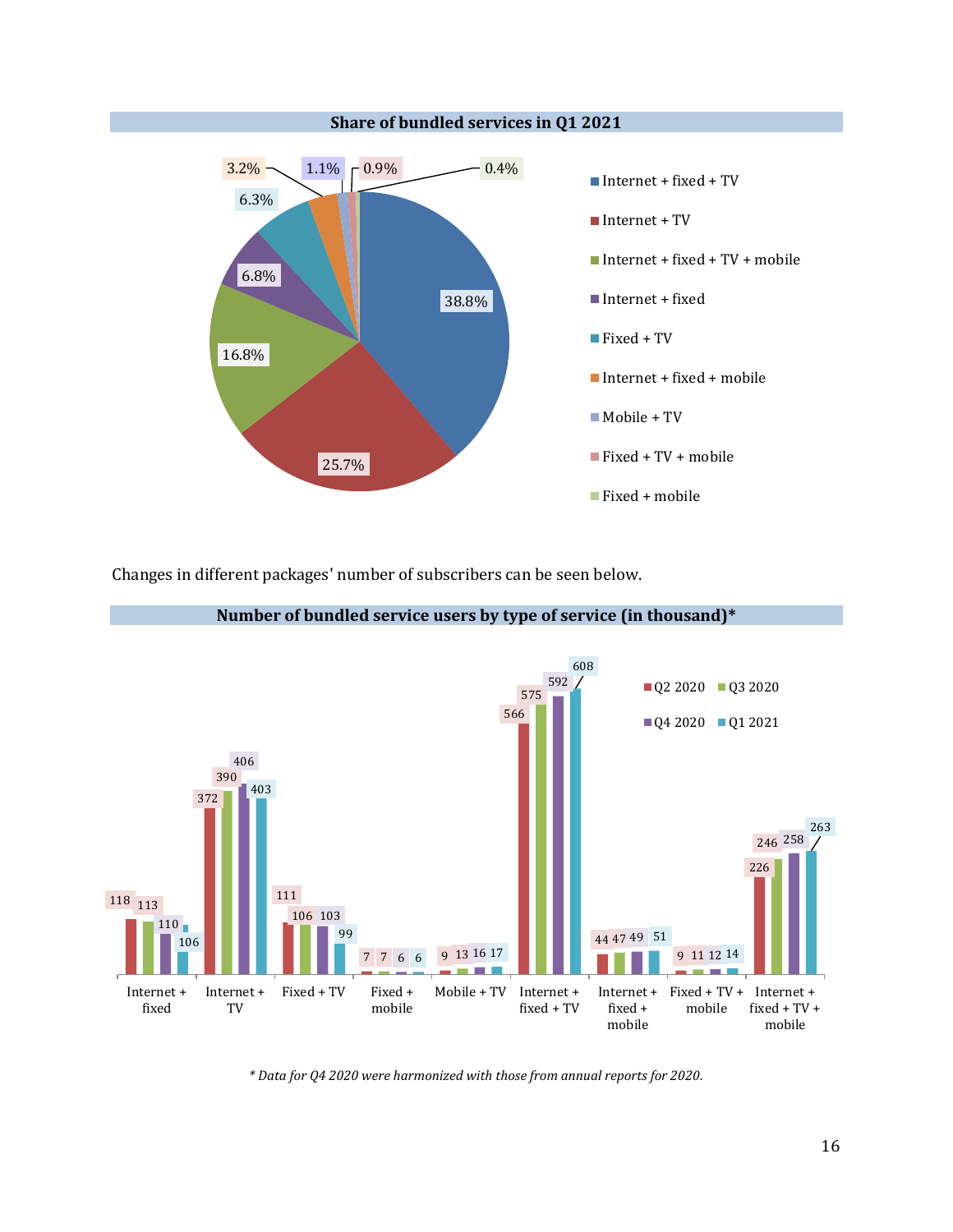**Share of bundled services in Q1 2021**

| Bundle | Share |
|---|---|
| Internet + fixed + TV | 38.8% |
| Internet + TV | 25.7% |
| Internet + fixed + TV + mobile | 16.8% |
| Internet + fixed | 6.8% |
| Fixed + TV | 6.3% |
| Internet + fixed + mobile | 3.2% |
| Mobile + TV | 1.1% |
| Fixed + TV + mobile | 0.9% |
| Fixed + mobile | 0.4% |

Changes in different packages' number of subscribers can be seen below.

**Number of bundled service users by type of service (in thousand)***

| Type of service | Q2 2020 | Q3 2020 | Q4 2020 | Q1 2021 |
|---|---|---|---|---|
| Internet + fixed | 118 | 113 | 110 | 106 |
| Internet + TV | 372 | 390 | 406 | 403 |
| Fixed + TV | 111 | 106 | 103 | 99 |
| Fixed + mobile | 7 | 7 | 6 | 6 |
| Mobile + TV | 9 | 13 | 16 | 17 |
| Internet + fixed + TV | 566 | 575 | 592 | 608 |
| Internet + fixed + mobile | 44 | 47 | 49 | 51 |
| Fixed + TV + mobile | 9 | 11 | 12 | 14 |
| Internet + fixed + TV + mobile | 226 | 246 | 258 | 263 |

*\* Data for Q4 2020 were harmonized with those from annual reports for 2020.*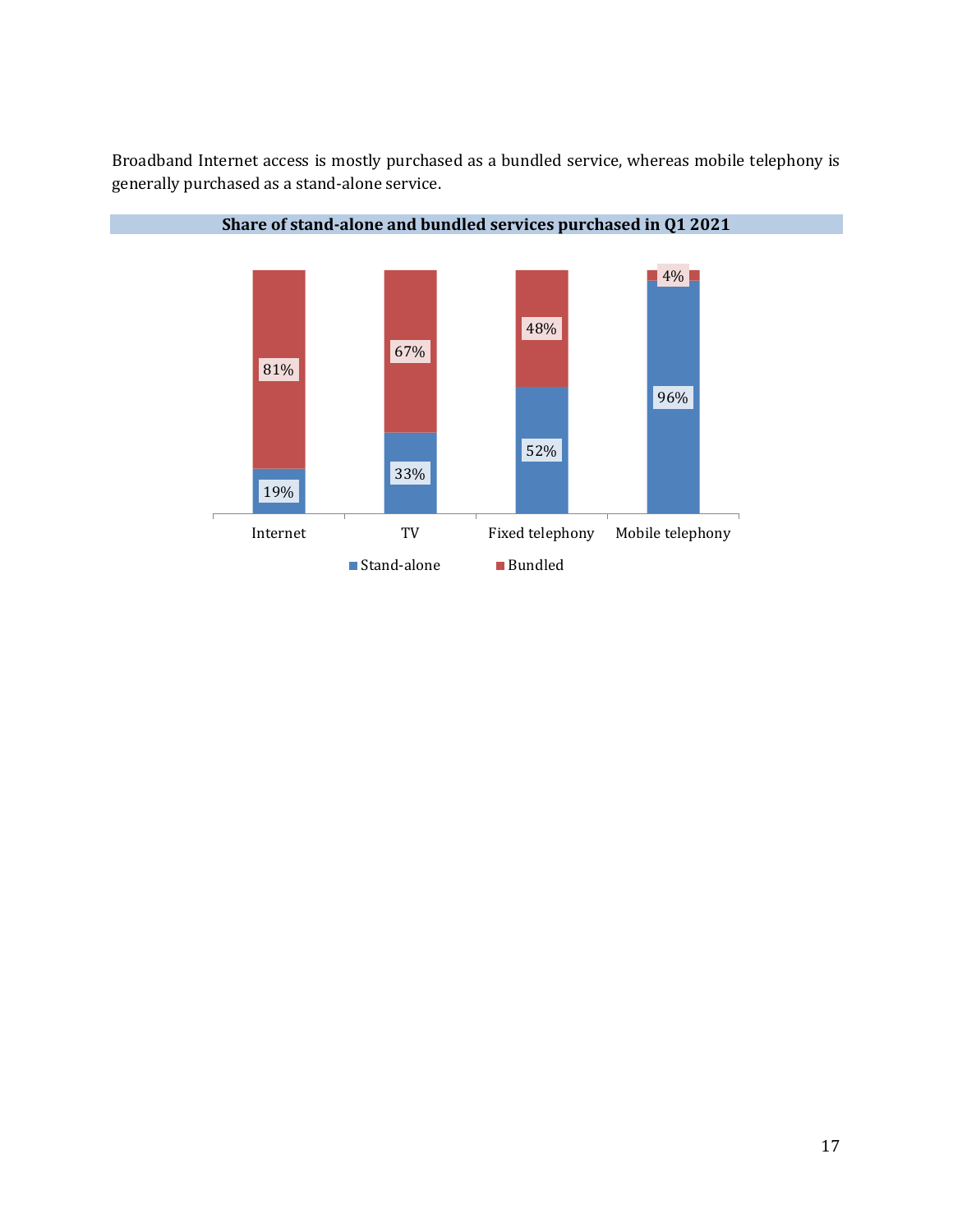Broadband Internet access is mostly purchased as a bundled service, whereas mobile telephony is generally purchased as a stand-alone service.

**Share of stand-alone and bundled services purchased in Q1 2021**

Internet: 19%, 81%

TV: 33%, 67%

Fixed telephony: 52%, 48%

Mobile telephony: 96%, 4%

Stand-alone
Bundled